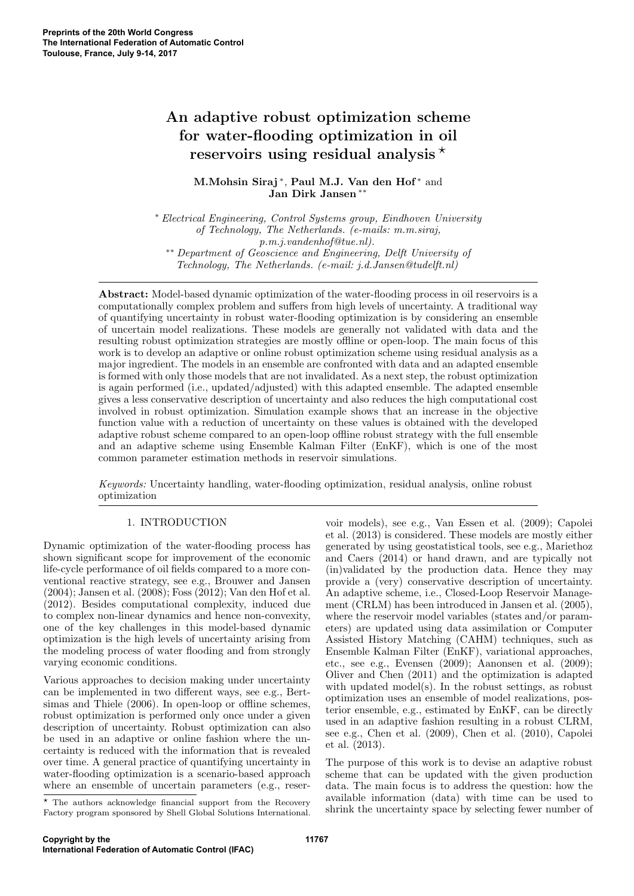# An adaptive robust optimization scheme for water-flooding optimization in oil reservoirs using residual analysis *

**M.Mohsin Siraj** *, **Paul M.J. Van den Hof** * and **Jan Dirk Jansen** **

\* *Electrical Engineering, Control Systems group, Eindhoven University of Technology, The Netherlands. (e-mails: m.m.siraj, p.m.j.vandenhof@tue.nl).*

\*\* *Department of Geoscience and Engineering, Delft University of Technology, The Netherlands. (e-mail: j.d.Jansen@tudelft.nl)*

---

**Abstract:** Model-based dynamic optimization of the water-flooding process in oil reservoirs is a computationally complex problem and suffers from high levels of uncertainty. A traditional way of quantifying uncertainty in robust water-flooding optimization is by considering an ensemble of uncertain model realizations. These models are generally not validated with data and the resulting robust optimization strategies are mostly offline or open-loop. The main focus of this work is to develop an adaptive or online robust optimization scheme using residual analysis as a major ingredient. The models in an ensemble are confronted with data and an adapted ensemble is formed with only those models that are not invalidated. As a next step, the robust optimization is again performed (i.e., updated/adjusted) with this adapted ensemble. The adapted ensemble gives a less conservative description of uncertainty and also reduces the high computational cost involved in robust optimization. Simulation example shows that an increase in the objective function value with a reduction of uncertainty on these values is obtained with the developed adaptive robust scheme compared to an open-loop offline robust strategy with the full ensemble and an adaptive scheme using Ensemble Kalman Filter (EnKF), which is one of the most common parameter estimation methods in reservoir simulations.

*Keywords:* Uncertainty handling, water-flooding optimization, residual analysis, online robust optimization

---

## 1. INTRODUCTION

Dynamic optimization of the water-flooding process has shown significant scope for improvement of the economic life-cycle performance of oil fields compared to a more conventional reactive strategy, see e.g., Brouwer and Jansen (2004); Jansen et al. (2008); Foss (2012); Van den Hof et al. (2012). Besides computational complexity, induced due to complex non-linear dynamics and hence non-convexity, one of the key challenges in this model-based dynamic optimization is the high levels of uncertainty arising from the modeling process of water flooding and from strongly varying economic conditions.

Various approaches to decision making under uncertainty can be implemented in two different ways, see e.g., Bertsimas and Thiele (2006). In open-loop or offline schemes, robust optimization is performed only once under a given description of uncertainty. Robust optimization can also be used in an adaptive or online fashion where the uncertainty is reduced with the information that is revealed over time. A general practice of quantifying uncertainty in water-flooding optimization is a scenario-based approach where an ensemble of uncertain parameters (e.g., reservoir models), see e.g., Van Essen et al. (2009); Capolei et al. (2013) is considered. These models are mostly either generated by using geostatistical tools, see e.g., Mariethoz and Caers (2014) or hand drawn, and are typically not (in)validated by the production data. Hence they may provide a (very) conservative description of uncertainty. An adaptive scheme, i.e., Closed-Loop Reservoir Management (CRLM) has been introduced in Jansen et al. (2005), where the reservoir model variables (states and/or parameters) are updated using data assimilation or Computer Assisted History Matching (CAHM) techniques, such as Ensemble Kalman Filter (EnKF), variational approaches, etc., see e.g., Evensen (2009); Aanonsen et al. (2009); Oliver and Chen (2011) and the optimization is adapted with updated model(s). In the robust settings, as robust optimization uses an ensemble of model realizations, posterior ensemble, e.g., estimated by EnKF, can be directly used in an adaptive fashion resulting in a robust CLRM, see e.g., Chen et al. (2009), Chen et al. (2010), Capolei et al. (2013).

The purpose of this work is to devise an adaptive robust scheme that can be updated with the given production data. The main focus is to address the question: how the available information (data) with time can be used to shrink the uncertainty space by selecting fewer number of

\* The authors acknowledge financial support from the Recovery Factory program sponsored by Shell Global Solutions International.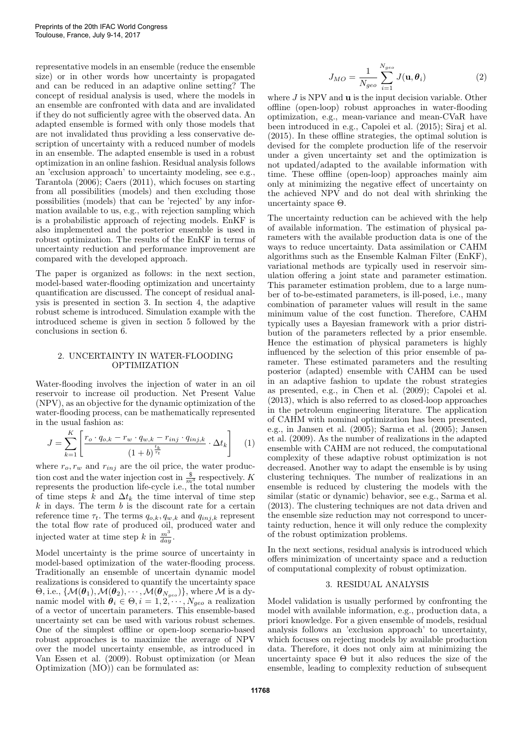representative models in an ensemble (reduce the ensemble size) or in other words how uncertainty is propagated and can be reduced in an adaptive online setting? The concept of residual analysis is used, where the models in an ensemble are confronted with data and are invalidated if they do not sufficiently agree with the observed data. An adapted ensemble is formed with only those models that are not invalidated thus providing a less conservative description of uncertainty with a reduced number of models in an ensemble. The adapted ensemble is used in a robust optimization in an online fashion. Residual analysis follows an 'exclusion approach' to uncertainty modeling, see e.g., Tarantola (2006); Caers (2011), which focuses on starting from all possibilities (models) and then excluding those possibilities (models) that can be 'rejected' by any information available to us, e.g., with rejection sampling which is a probabilistic approach of rejecting models. EnKF is also implemented and the posterior ensemble is used in robust optimization. The results of the EnKF in terms of uncertainty reduction and performance improvement are compared with the developed approach.

The paper is organized as follows: in the next section, model-based water-flooding optimization and uncertainty quantification are discussed. The concept of residual analysis is presented in section 3. In section 4, the adaptive robust scheme is introduced. Simulation example with the introduced scheme is given in section 5 followed by the conclusions in section 6.

## 2. UNCERTAINTY IN WATER-FLOODING OPTIMIZATION

Water-flooding involves the injection of water in an oil reservoir to increase oil production. Net Present Value (NPV), as an objective for the dynamic optimization of the water-flooding process, can be mathematically represented in the usual fashion as:

$$J = \sum_{k=1}^{K} \left[ \frac{r_o \cdot q_{o,k} - r_w \cdot q_{w,k} - r_{inj} \cdot q_{inj,k}}{(1+b)^{\frac{t_k}{\tau_t}}} \cdot \Delta t_k \right] \quad (1)$$

where $r_o, r_w$ and $r_{inj}$ are the oil price, the water production cost and the water injection cost in $\frac{\$}{m^3}$ respectively. $K$ represents the production life-cycle i.e., the total number of time steps $k$ and $\Delta t_k$ the time interval of time step $k$ in days. The term $b$ is the discount rate for a certain reference time $\tau_t$. The terms $q_{o,k}, q_{w,k}$ and $q_{inj,k}$ represent the total flow rate of produced oil, produced water and injected water at time step $k$ in $\frac{m^3}{day}$.

Model uncertainty is the prime source of uncertainty in model-based optimization of the water-flooding process. Traditionally an ensemble of uncertain dynamic model realizations is considered to quantify the uncertainty space $\Theta$, i.e., $\{\mathcal{M}(\boldsymbol{\theta}_1), \mathcal{M}(\boldsymbol{\theta}_2), \cdots, \mathcal{M}(\boldsymbol{\theta}_{N_{geo}})\}$, where $\mathcal{M}$ is a dynamic model with $\boldsymbol{\theta}_i \in \Theta, i = 1, 2, \cdots, N_{geo}$ a realization of a vector of uncertain parameters. This ensemble-based uncertainty set can be used with various robust schemes. One of the simplest offline or open-loop scenario-based robust approaches is to maximize the average of NPV over the model uncertainty ensemble, as introduced in Van Essen et al. (2009). Robust optimization (or Mean Optimization (MO)) can be formulated as:

$$J_{MO} = \frac{1}{N_{geo}} \sum_{i=1}^{N_{geo}} J(\mathbf{u}, \boldsymbol{\theta}_i) \quad (2)$$

where $J$ is NPV and $\mathbf{u}$ is the input decision variable. Other offline (open-loop) robust approaches in water-flooding optimization, e.g., mean-variance and mean-CVaR have been introduced in e.g., Capolei et al. (2015); Siraj et al. (2015). In these offline strategies, the optimal solution is devised for the complete production life of the reservoir under a given uncertainty set and the optimization is not updated/adapted to the available information with time. These offline (open-loop) approaches mainly aim only at minimizing the negative effect of uncertainty on the achieved NPV and do not deal with shrinking the uncertainty space $\Theta$.

The uncertainty reduction can be achieved with the help of available information. The estimation of physical parameters with the available production data is one of the ways to reduce uncertainty. Data assimilation or CAHM algorithms such as the Ensemble Kalman Filter (EnKF), variational methods are typically used in reservoir simulation offering a joint state and parameter estimation. This parameter estimation problem, due to a large number of to-be-estimated parameters, is ill-posed, i.e., many combination of parameter values will result in the same minimum value of the cost function. Therefore, CAHM typically uses a Bayesian framework with a prior distribution of the parameters reflected by a prior ensemble. Hence the estimation of physical parameters is highly influenced by the selection of this prior ensemble of parameter. These estimated parameters and the resulting posterior (adapted) ensemble with CAHM can be used in an adaptive fashion to update the robust strategies as presented, e.g., in Chen et al. (2009); Capolei et al. (2013), which is also referred to as closed-loop approaches in the petroleum engineering literature. The application of CAHM with nominal optimization has been presented, e.g., in Jansen et al. (2005); Sarma et al. (2005); Jansen et al. (2009). As the number of realizations in the adapted ensemble with CAHM are not reduced, the computational complexity of these adaptive robust optimization is not decreased. Another way to adapt the ensemble is by using clustering techniques. The number of realizations in an ensemble is reduced by clustering the models with the similar (static or dynamic) behavior, see e.g., Sarma et al. (2013). The clustering techniques are not data driven and the ensemble size reduction may not correspond to uncertainty reduction, hence it will only reduce the complexity of the robust optimization problems.

In the next sections, residual analysis is introduced which offers minimization of uncertainty space and a reduction of computational complexity of robust optimization.

## 3. RESIDUAL ANALYSIS

Model validation is usually performed by confronting the model with available information, e.g., production data, a priori knowledge. For a given ensemble of models, residual analysis follows an 'exclusion approach' to uncertainty, which focuses on rejecting models by available production data. Therefore, it does not only aim at minimizing the uncertainty space $\Theta$ but it also reduces the size of the ensemble, leading to complexity reduction of subsequent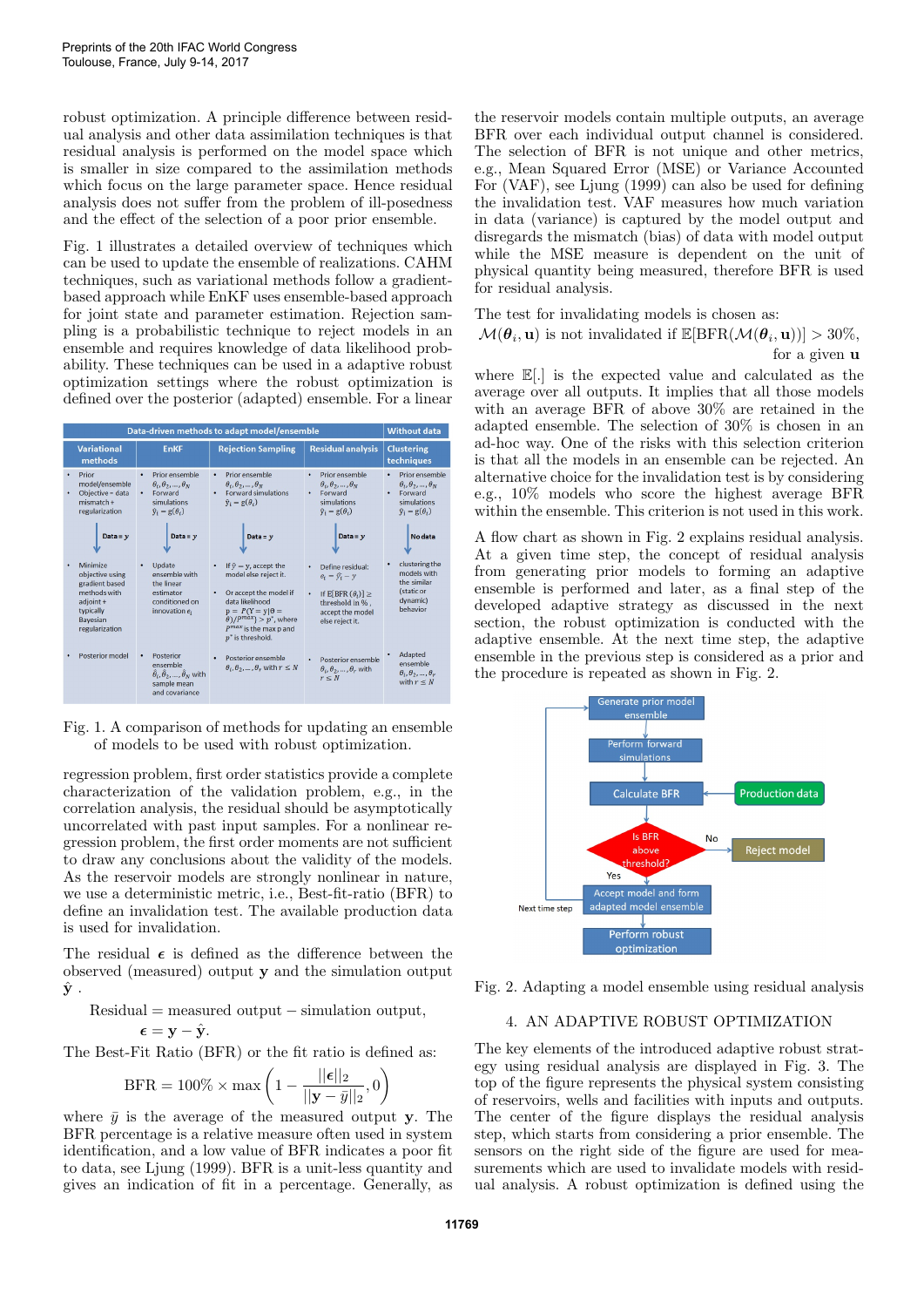robust optimization. A principle difference between residual analysis and other data assimilation techniques is that residual analysis is performed on the model space which is smaller in size compared to the assimilation methods which focus on the large parameter space. Hence residual analysis does not suffer from the problem of ill-posedness and the effect of the selection of a poor prior ensemble.

Fig. 1 illustrates a detailed overview of techniques which can be used to update the ensemble of realizations. CAHM techniques, such as variational methods follow a gradient-based approach while EnKF uses ensemble-based approach for joint state and parameter estimation. Rejection sampling is a probabilistic technique to reject models in an ensemble and requires knowledge of data likelihood probability. These techniques can be used in a adaptive robust optimization settings where the robust optimization is defined over the posterior (adapted) ensemble. For a linear

| Data-driven methods to adapt model/ensemble | | | | Without data |
|---|---|---|---|---|
| Variational methods | EnKF | Rejection Sampling | Residual analysis | Clustering techniques |
| • Prior model/ensemble<br>• Objective = data mismatch + regularization | • Prior ensemble $\theta_1, \theta_2, ..., \theta_N$<br>• Forward simulations $\hat{y}_i = g(\theta_i)$ | • Prior ensemble $\theta_1, \theta_2, ..., \theta_N$<br>• Forward simulations $\hat{y}_i = g(\theta_i)$ | • Prior ensemble $\theta_1, \theta_2, ..., \theta_N$<br>• Forward simulations $\hat{y}_i = g(\theta_i)$ | • Prior ensemble $\theta_1, \theta_2, ..., \theta_N$<br>• Forward simulations $\hat{y}_i = g(\theta_i)$ |
| Data = $y$ | Data = $y$ | Data = $y$ | Data = $y$ | No data |
| • Minimize objective using gradient based methods with adjoint + typically Bayesian regularization | • Update ensemble with the linear estimator conditioned on innovation $\epsilon_i$ | • If $\hat{y} = y$, accept the model else reject it.<br>• Or accept the model if data likelihood $p = P(Y = y \mid \theta = \theta)/p^{max} > p^*$, where $p^{max}$ is the max p and $p^*$ is threshold | • Define residual: $\epsilon_i = \hat{y}_i - y$<br>• If $\mathbb{E}[\text{BFR}(\epsilon_i)] \geq$ threshold in %, accept the model else reject it. | • clustering the models with the similar (static or dynamic) behavior |
| • Posterior model | • Posterior ensemble $\hat{\theta}_1, \hat{\theta}_2, ..., \hat{\theta}_N$ with sample mean and covariance | • Posterior ensemble $\theta_1, \theta_2, ..., \theta_r$ with $r \leq N$ | • Posterior ensemble $\theta_1, \theta_2, ..., \theta_r$ with $r \leq N$ | • Adapted ensemble $\theta_1, \theta_2, ..., \theta_r$ with $r \leq N$ |

Fig. 1. A comparison of methods for updating an ensemble of models to be used with robust optimization.

regression problem, first order statistics provide a complete characterization of the validation problem, e.g., in the correlation analysis, the residual should be asymptotically uncorrelated with past input samples. For a nonlinear regression problem, the first order moments are not sufficient to draw any conclusions about the validity of the models. As the reservoir models are strongly nonlinear in nature, we use a deterministic metric, i.e., Best-fit-ratio (BFR) to define an invalidation test. The available production data is used for invalidation.

The residual $\boldsymbol{\epsilon}$ is defined as the difference between the observed (measured) output $\mathbf{y}$ and the simulation output $\hat{\mathbf{y}}$ .

$$\text{Residual} = \text{measured output} - \text{simulation output},$$
$$\boldsymbol{\epsilon} = \mathbf{y} - \hat{\mathbf{y}}.$$

The Best-Fit Ratio (BFR) or the fit ratio is defined as:

$$\text{BFR} = 100\% \times \max\left(1 - \frac{||\boldsymbol{\epsilon}||_2}{||\mathbf{y} - \bar{y}||_2}, 0\right)$$

where $\bar{y}$ is the average of the measured output $\mathbf{y}$. The BFR percentage is a relative measure often used in system identification, and a low value of BFR indicates a poor fit to data, see Ljung (1999). BFR is a unit-less quantity and gives an indication of fit in a percentage. Generally, as the reservoir models contain multiple outputs, an average BFR over each individual output channel is considered. The selection of BFR is not unique and other metrics, e.g., Mean Squared Error (MSE) or Variance Accounted For (VAF), see Ljung (1999) can also be used for defining the invalidation test. VAF measures how much variation in data (variance) is captured by the model output and disregards the mismatch (bias) of data with model output while the MSE measure is dependent on the unit of physical quantity being measured, therefore BFR is used for residual analysis.

The test for invalidating models is chosen as:

$$\mathcal{M}(\boldsymbol{\theta}_i, \mathbf{u}) \text{ is not invalidated if } \mathbb{E}[\text{BFR}(\mathcal{M}(\boldsymbol{\theta}_i, \mathbf{u}))] > 30\%, \quad \text{for a given } \mathbf{u}$$

where $\mathbb{E}[.]$ is the expected value and calculated as the average over all outputs. It implies that all those models with an average BFR of above 30% are retained in the adapted ensemble. The selection of 30% is chosen in an ad-hoc way. One of the risks with this selection criterion is that all the models in an ensemble can be rejected. An alternative choice for the invalidation test is by considering e.g., 10% models who score the highest average BFR within the ensemble. This criterion is not used in this work.

A flow chart as shown in Fig. 2 explains residual analysis. At a given time step, the concept of residual analysis from generating prior models to forming an adaptive ensemble is performed and later, as a final step of the developed adaptive strategy as discussed in the next section, the robust optimization is conducted with the adaptive ensemble. At the next time step, the adaptive ensemble in the previous step is considered as a prior and the procedure is repeated as shown in Fig. 2.

Fig. 2. Adapting a model ensemble using residual analysis

## 4. AN ADAPTIVE ROBUST OPTIMIZATION

The key elements of the introduced adaptive robust strategy using residual analysis are displayed in Fig. 3. The top of the figure represents the physical system consisting of reservoirs, wells and facilities with inputs and outputs. The center of the figure displays the residual analysis step, which starts from considering a prior ensemble. The sensors on the right side of the figure are used for measurements which are used to invalidate models with residual analysis. A robust optimization is defined using the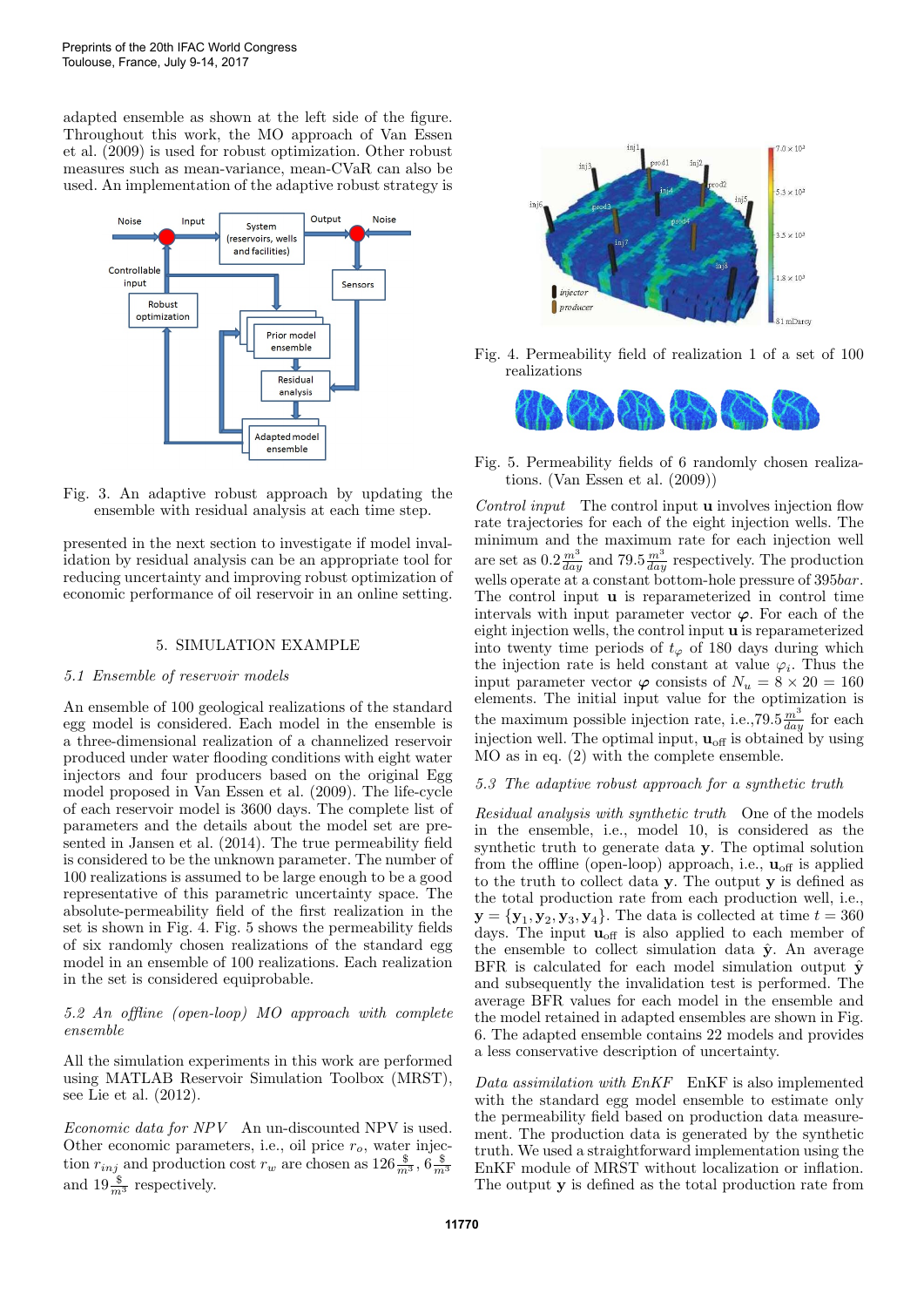adapted ensemble as shown at the left side of the figure. Throughout this work, the MO approach of Van Essen et al. (2009) is used for robust optimization. Other robust measures such as mean-variance, mean-CVaR can also be used. An implementation of the adaptive robust strategy is presented in the next section to investigate if model invalidation by residual analysis can be an appropriate tool for reducing uncertainty and improving robust optimization of economic performance of oil reservoir in an online setting.

Fig. 3. An adaptive robust approach by updating the ensemble with residual analysis at each time step.

## 5. SIMULATION EXAMPLE

### 5.1 Ensemble of reservoir models

An ensemble of 100 geological realizations of the standard egg model is considered. Each model in the ensemble is a three-dimensional realization of a channelized reservoir produced under water flooding conditions with eight water injectors and four producers based on the original Egg model proposed in Van Essen et al. (2009). The life-cycle of each reservoir model is 3600 days. The complete list of parameters and the details about the model set are presented in Jansen et al. (2014). The true permeability field is considered to be the unknown parameter. The number of 100 realizations is assumed to be large enough to be a good representative of this parametric uncertainty space. The absolute-permeability field of the first realization in the set is shown in Fig. 4. Fig. 5 shows the permeability fields of six randomly chosen realizations of the standard egg model in an ensemble of 100 realizations. Each realization in the set is considered equiprobable.

### 5.2 An offline (open-loop) MO approach with complete ensemble

All the simulation experiments in this work are performed using MATLAB Reservoir Simulation Toolbox (MRST), see Lie et al. (2012).

*Economic data for NPV* An un-discounted NPV is used. Other economic parameters, i.e., oil price $r_o$, water injection $r_{inj}$ and production cost $r_w$ are chosen as $126 \frac{\$}{m^3}$, $6 \frac{\$}{m^3}$ and $19 \frac{\$}{m^3}$ respectively.

Fig. 4. Permeability field of realization 1 of a set of 100 realizations

Fig. 5. Permeability fields of 6 randomly chosen realizations. (Van Essen et al. (2009))

*Control input* The control input $\mathbf{u}$ involves injection flow rate trajectories for each of the eight injection wells. The minimum and the maximum rate for each injection well are set as $0.2 \frac{m^3}{day}$ and $79.5 \frac{m^3}{day}$ respectively. The production wells operate at a constant bottom-hole pressure of $395 bar$. The control input $\mathbf{u}$ is reparameterized in control time intervals with input parameter vector $\boldsymbol{\varphi}$. For each of the eight injection wells, the control input $\mathbf{u}$ is reparameterized into twenty time periods of $t_\varphi$ of 180 days during which the injection rate is held constant at value $\varphi_i$. Thus the input parameter vector $\boldsymbol{\varphi}$ consists of $N_u = 8 \times 20 = 160$ elements. The initial input value for the optimization is the maximum possible injection rate, i.e.,$79.5 \frac{m^3}{day}$ for each injection well. The optimal input, $\mathbf{u}_{\text{off}}$ is obtained by using MO as in eq. (2) with the complete ensemble.

### 5.3 The adaptive robust approach for a synthetic truth

*Residual analysis with synthetic truth* One of the models in the ensemble, i.e., model 10, is considered as the synthetic truth to generate data $\mathbf{y}$. The optimal solution from the offline (open-loop) approach, i.e., $\mathbf{u}_{\text{off}}$ is applied to the truth to collect data $\mathbf{y}$. The output $\mathbf{y}$ is defined as the total production rate from each production well, i.e., $\mathbf{y} = \{\mathbf{y}_1, \mathbf{y}_2, \mathbf{y}_3, \mathbf{y}_4\}$. The data is collected at time $t = 360$ days. The input $\mathbf{u}_{\text{off}}$ is also applied to each member of the ensemble to collect simulation data $\hat{\mathbf{y}}$. An average BFR is calculated for each model simulation output $\hat{\mathbf{y}}$ and subsequently the invalidation test is performed. The average BFR values for each model in the ensemble and the model retained in adapted ensembles are shown in Fig. 6. The adapted ensemble contains 22 models and provides a less conservative description of uncertainty.

*Data assimilation with EnKF* EnKF is also implemented with the standard egg model ensemble to estimate only the permeability field based on production data measurement. The production data is generated by the synthetic truth. We used a straightforward implementation using the EnKF module of MRST without localization or inflation. The output $\mathbf{y}$ is defined as the total production rate from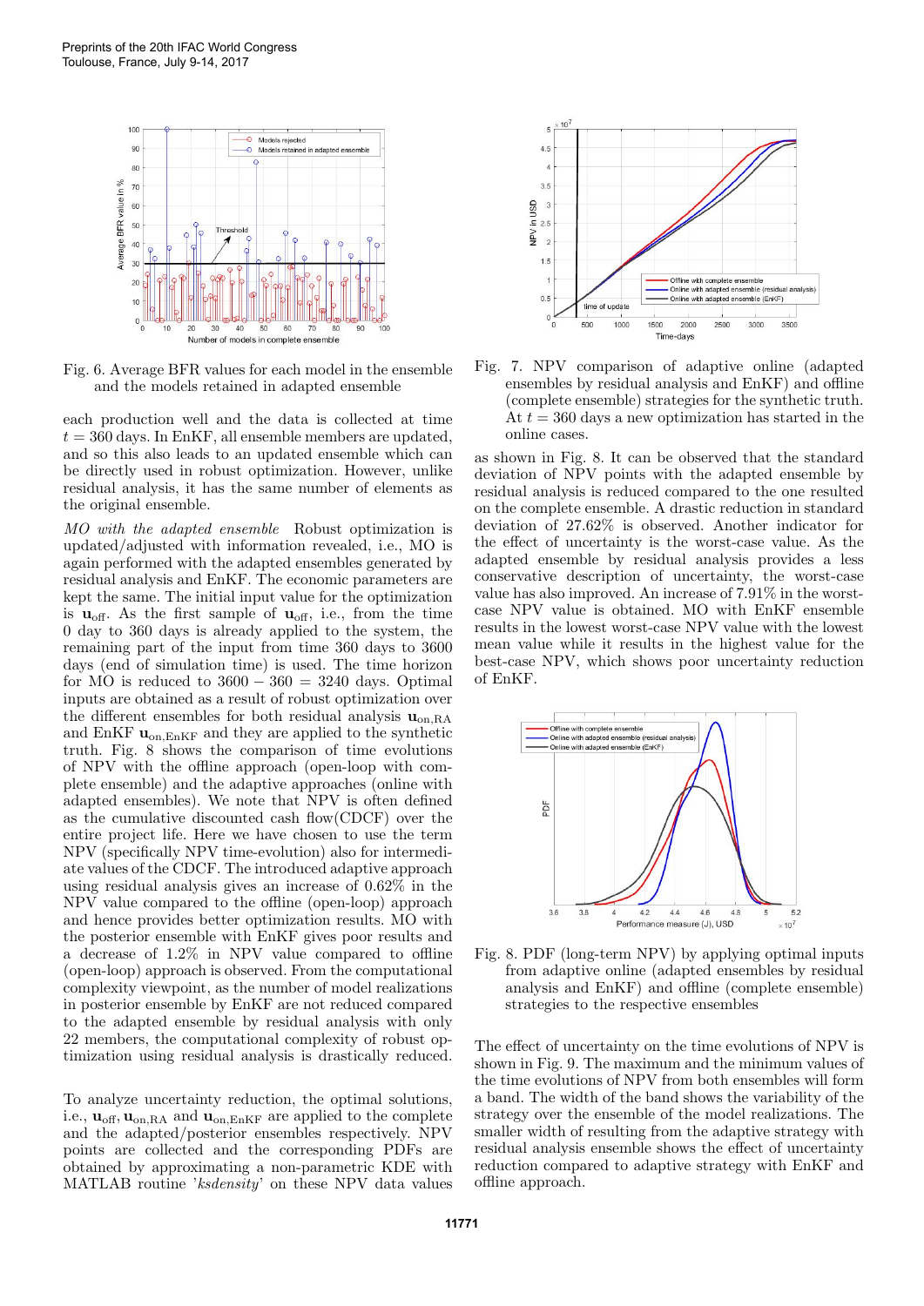Fig. 6. Average BFR values for each model in the ensemble and the models retained in adapted ensemble

each production well and the data is collected at time $t = 360$ days. In EnKF, all ensemble members are updated, and so this also leads to an updated ensemble which can be directly used in robust optimization. However, unlike residual analysis, it has the same number of elements as the original ensemble.

*MO with the adapted ensemble* Robust optimization is updated/adjusted with information revealed, i.e., MO is again performed with the adapted ensembles generated by residual analysis and EnKF. The economic parameters are kept the same. The initial input value for the optimization is $\mathbf{u}_{\text{off}}$. As the first sample of $\mathbf{u}_{\text{off}}$, i.e., from the time 0 day to 360 days is already applied to the system, the remaining part of the input from time 360 days to 3600 days (end of simulation time) is used. The time horizon for MO is reduced to $3600 - 360 = 3240$ days. Optimal inputs are obtained as a result of robust optimization over the different ensembles for both residual analysis $\mathbf{u}_{\text{on,RA}}$ and EnKF $\mathbf{u}_{\text{on,EnKF}}$ and they are applied to the synthetic truth. Fig. 8 shows the comparison of time evolutions of NPV with the offline approach (open-loop with complete ensemble) and the adaptive approaches (online with adapted ensembles). We note that NPV is often defined as the cumulative discounted cash flow(CDCF) over the entire project life. Here we have chosen to use the term NPV (specifically NPV time-evolution) also for intermediate values of the CDCF. The introduced adaptive approach using residual analysis gives an increase of 0.62% in the NPV value compared to the offline (open-loop) approach and hence provides better optimization results. MO with the posterior ensemble with EnKF gives poor results and a decrease of 1.2% in NPV value compared to offline (open-loop) approach is observed. From the computational complexity viewpoint, as the number of model realizations in posterior ensemble by EnKF are not reduced compared to the adapted ensemble by residual analysis with only 22 members, the computational complexity of robust optimization using residual analysis is drastically reduced.

To analyze uncertainty reduction, the optimal solutions, i.e., $\mathbf{u}_{\text{off}}$, $\mathbf{u}_{\text{on,RA}}$ and $\mathbf{u}_{\text{on,EnKF}}$ are applied to the complete and the adapted/posterior ensembles respectively. NPV points are collected and the corresponding PDFs are obtained by approximating a non-parametric KDE with MATLAB routine '*ksdensity*' on these NPV data values

Fig. 7. NPV comparison of adaptive online (adapted ensembles by residual analysis and EnKF) and offline (complete ensemble) strategies for the synthetic truth. At $t = 360$ days a new optimization has started in the online cases.

as shown in Fig. 8. It can be observed that the standard deviation of NPV points with the adapted ensemble by residual analysis is reduced compared to the one resulted on the complete ensemble. A drastic reduction in standard deviation of 27.62% is observed. Another indicator for the effect of uncertainty is the worst-case value. As the adapted ensemble by residual analysis provides a less conservative description of uncertainty, the worst-case value has also improved. An increase of 7.91% in the worst-case NPV value is obtained. MO with EnKF ensemble results in the lowest worst-case NPV value with the lowest mean value while it results in the highest value for the best-case NPV, which shows poor uncertainty reduction of EnKF.

Fig. 8. PDF (long-term NPV) by applying optimal inputs from adaptive online (adapted ensembles by residual analysis and EnKF) and offline (complete ensemble) strategies to the respective ensembles

The effect of uncertainty on the time evolutions of NPV is shown in Fig. 9. The maximum and the minimum values of the time evolutions of NPV from both ensembles will form a band. The width of the band shows the variability of the strategy over the ensemble of the model realizations. The smaller width of resulting from the adaptive strategy with residual analysis ensemble shows the effect of uncertainty reduction compared to adaptive strategy with EnKF and offline approach.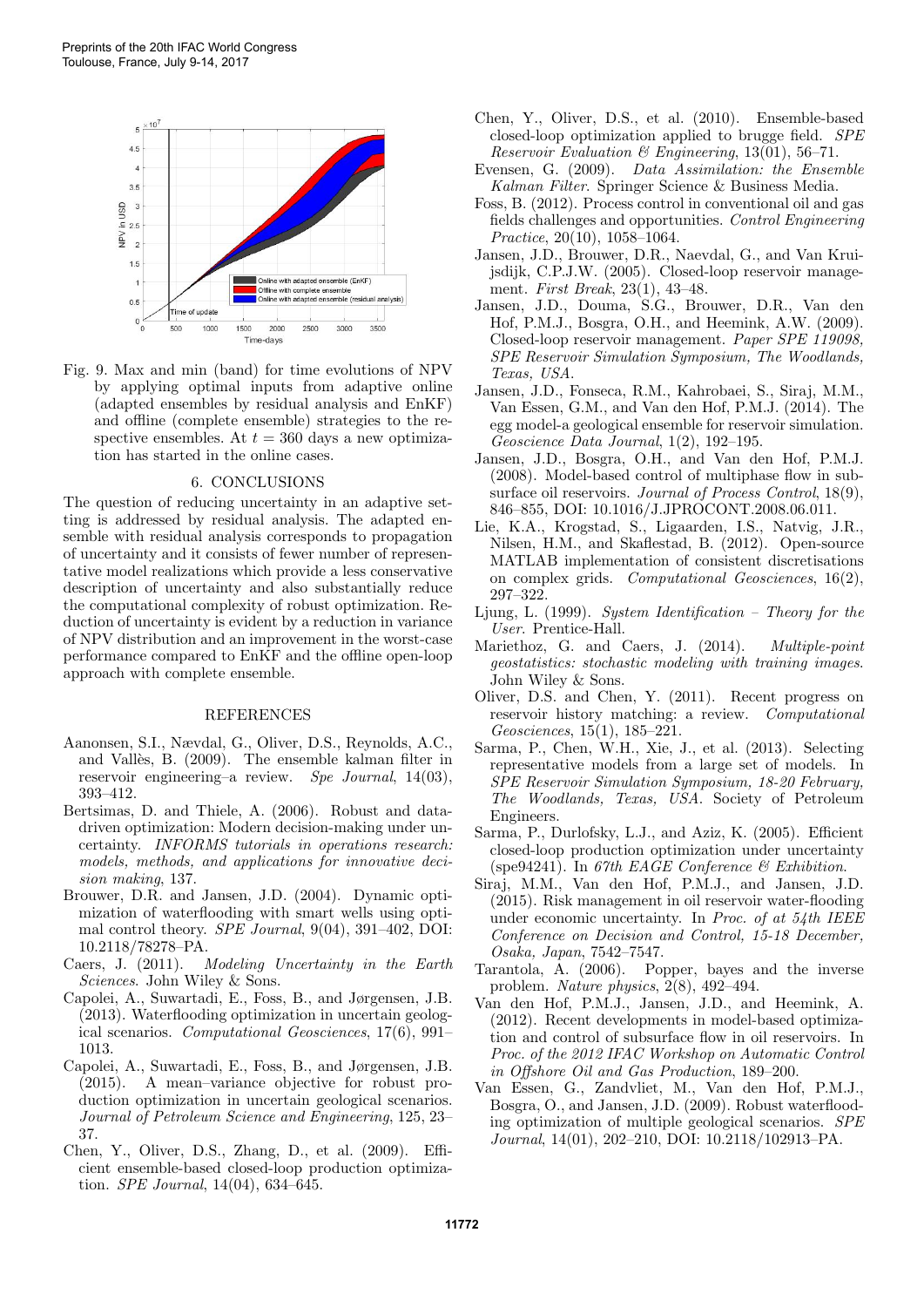$\times 10^7$

5

4.5

4

3.5

3

2.5

2

1.5

1

0.5

0

NPV in USD

0 500 1000 1500 2000 2500 3000 3500

Time-days

Time of update

Online with adapted ensemble (EnKF)

Offline with complete ensemble

Online with adapted ensemble (residual analysis)

Fig. 9. Max and min (band) for time evolutions of NPV by applying optimal inputs from adaptive online (adapted ensembles by residual analysis and EnKF) and offline (complete ensemble) strategies to the respective ensembles. At $t = 360$ days a new optimization has started in the online cases.

## 6. CONCLUSIONS

The question of reducing uncertainty in an adaptive setting is addressed by residual analysis. The adapted ensemble with residual analysis corresponds to propagation of uncertainty and it consists of fewer number of representative model realizations which provide a less conservative description of uncertainty and also substantially reduce the computational complexity of robust optimization. Reduction of uncertainty is evident by a reduction in variance of NPV distribution and an improvement in the worst-case performance compared to EnKF and the offline open-loop approach with complete ensemble.

## REFERENCES

Aanonsen, S.I., Nævdal, G., Oliver, D.S., Reynolds, A.C., and Vallès, B. (2009). The ensemble kalman filter in reservoir engineering–a review. *Spe Journal*, 14(03), 393–412.

Bertsimas, D. and Thiele, A. (2006). Robust and data-driven optimization: Modern decision-making under uncertainty. *INFORMS tutorials in operations research: models, methods, and applications for innovative decision making*, 137.

Brouwer, D.R. and Jansen, J.D. (2004). Dynamic optimization of waterflooding with smart wells using optimal control theory. *SPE Journal*, 9(04), 391–402, DOI: 10.2118/78278–PA.

Caers, J. (2011). *Modeling Uncertainty in the Earth Sciences*. John Wiley & Sons.

Capolei, A., Suwartadi, E., Foss, B., and Jørgensen, J.B. (2013). Waterflooding optimization in uncertain geological scenarios. *Computational Geosciences*, 17(6), 991–1013.

Capolei, A., Suwartadi, E., Foss, B., and Jørgensen, J.B. (2015). A mean–variance objective for robust production optimization in uncertain geological scenarios. *Journal of Petroleum Science and Engineering*, 125, 23–37.

Chen, Y., Oliver, D.S., Zhang, D., et al. (2009). Efficient ensemble-based closed-loop production optimization. *SPE Journal*, 14(04), 634–645.

Chen, Y., Oliver, D.S., et al. (2010). Ensemble-based closed-loop optimization applied to brugge field. *SPE Reservoir Evaluation & Engineering*, 13(01), 56–71.

Evensen, G. (2009). *Data Assimilation: the Ensemble Kalman Filter*. Springer Science & Business Media.

Foss, B. (2012). Process control in conventional oil and gas fields challenges and opportunities. *Control Engineering Practice*, 20(10), 1058–1064.

Jansen, J.D., Brouwer, D.R., Naevdal, G., and Van Kruijsdijk, C.P.J.W. (2005). Closed-loop reservoir management. *First Break*, 23(1), 43–48.

Jansen, J.D., Douma, S.G., Brouwer, D.R., Van den Hof, P.M.J., Bosgra, O.H., and Heemink, A.W. (2009). Closed-loop reservoir management. *Paper SPE 119098, SPE Reservoir Simulation Symposium, The Woodlands, Texas, USA*.

Jansen, J.D., Fonseca, R.M., Kahrobaei, S., Siraj, M.M., Van Essen, G.M., and Van den Hof, P.M.J. (2014). The egg model-a geological ensemble for reservoir simulation. *Geoscience Data Journal*, 1(2), 192–195.

Jansen, J.D., Bosgra, O.H., and Van den Hof, P.M.J. (2008). Model-based control of multiphase flow in subsurface oil reservoirs. *Journal of Process Control*, 18(9), 846–855, DOI: 10.1016/J.JPROCONT.2008.06.011.

Lie, K.A., Krogstad, S., Ligaarden, I.S., Natvig, J.R., Nilsen, H.M., and Skaflestad, B. (2012). Open-source MATLAB implementation of consistent discretisations on complex grids. *Computational Geosciences*, 16(2), 297–322.

Ljung, L. (1999). *System Identification – Theory for the User*. Prentice-Hall.

Mariethoz, G. and Caers, J. (2014). *Multiple-point geostatistics: stochastic modeling with training images*. John Wiley & Sons.

Oliver, D.S. and Chen, Y. (2011). Recent progress on reservoir history matching: a review. *Computational Geosciences*, 15(1), 185–221.

Sarma, P., Chen, W.H., Xie, J., et al. (2013). Selecting representative models from a large set of models. In *SPE Reservoir Simulation Symposium, 18-20 February, The Woodlands, Texas, USA*. Society of Petroleum Engineers.

Sarma, P., Durlofsky, L.J., and Aziz, K. (2005). Efficient closed-loop production optimization under uncertainty (spe94241). In *67th EAGE Conference & Exhibition*.

Siraj, M.M., Van den Hof, P.M.J., and Jansen, J.D. (2015). Risk management in oil reservoir water-flooding under economic uncertainty. In *Proc. of at 54th IEEE Conference on Decision and Control, 15-18 December, Osaka, Japan*, 7542–7547.

Tarantola, A. (2006). Popper, bayes and the inverse problem. *Nature physics*, 2(8), 492–494.

Van den Hof, P.M.J., Jansen, J.D., and Heemink, A. (2012). Recent developments in model-based optimization and control of subsurface flow in oil reservoirs. In *Proc. of the 2012 IFAC Workshop on Automatic Control in Offshore Oil and Gas Production*, 189–200.

Van Essen, G., Zandvliet, M., Van den Hof, P.M.J., Bosgra, O., and Jansen, J.D. (2009). Robust waterflooding optimization of multiple geological scenarios. *SPE Journal*, 14(01), 202–210, DOI: 10.2118/102913–PA.